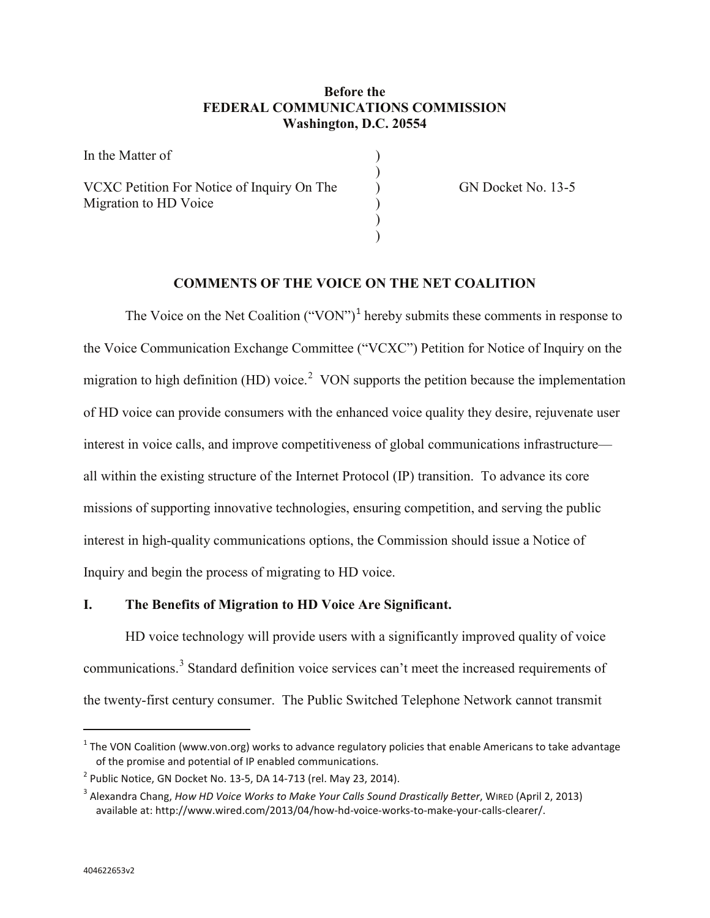**Before the**
**FEDERAL COMMUNICATIONS COMMISSION**
**Washington, D.C. 20554**

| | | |
|---|---|---|
| In the Matter of | ) | |
| | ) | |
| VCXC Petition For Notice of Inquiry On The Migration to HD Voice | ) | GN Docket No. 13-5 |
| | ) | |
| | ) | |
| | ) | |

## COMMENTS OF THE VOICE ON THE NET COALITION

The Voice on the Net Coalition ("VON")[1] hereby submits these comments in response to the Voice Communication Exchange Committee ("VCXC") Petition for Notice of Inquiry on the migration to high definition (HD) voice.[2] VON supports the petition because the implementation of HD voice can provide consumers with the enhanced voice quality they desire, rejuvenate user interest in voice calls, and improve competitiveness of global communications infrastructure—all within the existing structure of the Internet Protocol (IP) transition. To advance its core missions of supporting innovative technologies, ensuring competition, and serving the public interest in high-quality communications options, the Commission should issue a Notice of Inquiry and begin the process of migrating to HD voice.

### I. The Benefits of Migration to HD Voice Are Significant.

HD voice technology will provide users with a significantly improved quality of voice communications.[3] Standard definition voice services can't meet the increased requirements of the twenty-first century consumer. The Public Switched Telephone Network cannot transmit

---

[1] The VON Coalition (www.von.org) works to advance regulatory policies that enable Americans to take advantage of the promise and potential of IP enabled communications.

[2] Public Notice, GN Docket No. 13-5, DA 14-713 (rel. May 23, 2014).

[3] Alexandra Chang, *How HD Voice Works to Make Your Calls Sound Drastically Better*, WIRED (April 2, 2013) available at: http://www.wired.com/2013/04/how-hd-voice-works-to-make-your-calls-clearer/.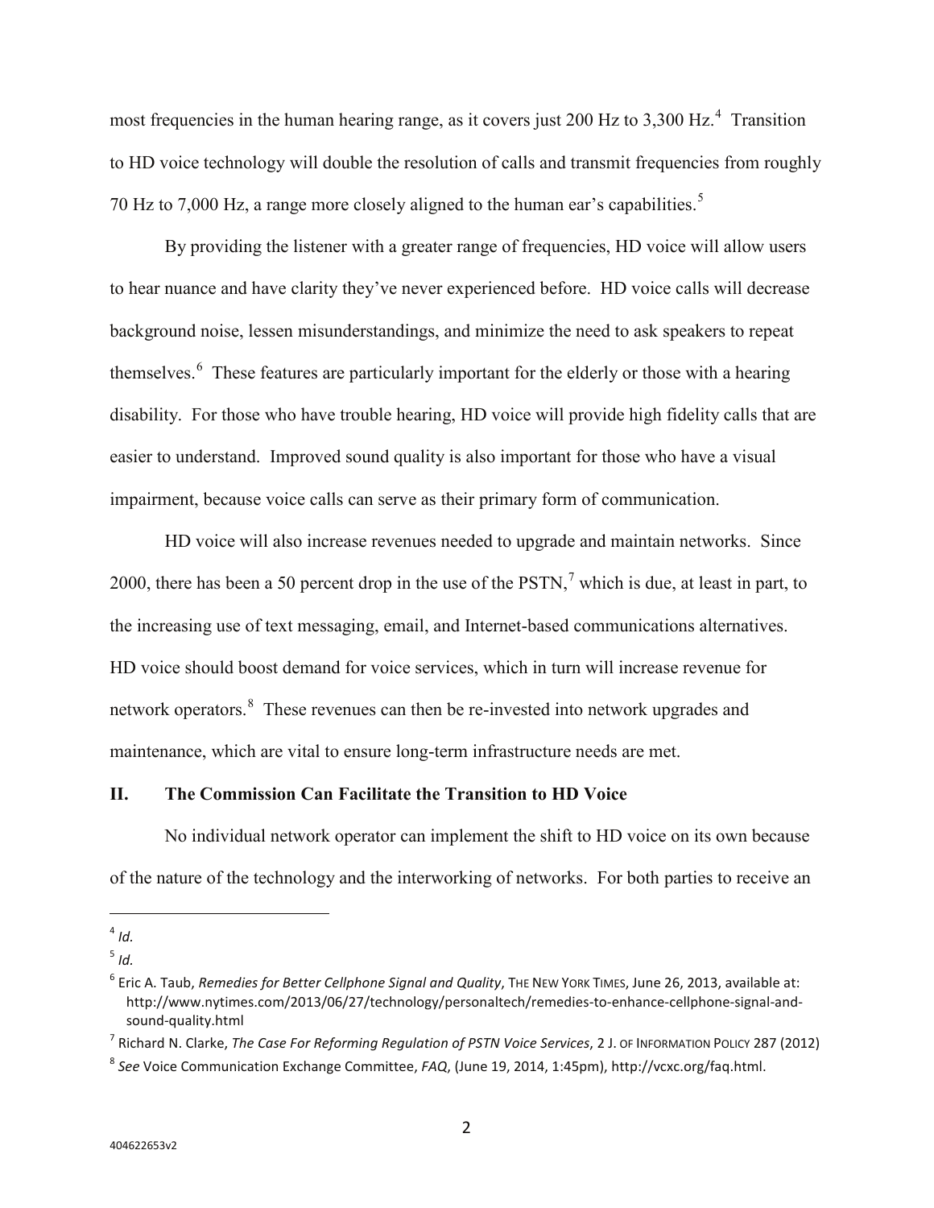most frequencies in the human hearing range, as it covers just 200 Hz to 3,300 Hz.[4] Transition to HD voice technology will double the resolution of calls and transmit frequencies from roughly 70 Hz to 7,000 Hz, a range more closely aligned to the human ear's capabilities.[5]

By providing the listener with a greater range of frequencies, HD voice will allow users to hear nuance and have clarity they've never experienced before. HD voice calls will decrease background noise, lessen misunderstandings, and minimize the need to ask speakers to repeat themselves.[6] These features are particularly important for the elderly or those with a hearing disability. For those who have trouble hearing, HD voice will provide high fidelity calls that are easier to understand. Improved sound quality is also important for those who have a visual impairment, because voice calls can serve as their primary form of communication.

HD voice will also increase revenues needed to upgrade and maintain networks. Since 2000, there has been a 50 percent drop in the use of the PSTN,[7] which is due, at least in part, to the increasing use of text messaging, email, and Internet-based communications alternatives. HD voice should boost demand for voice services, which in turn will increase revenue for network operators.[8] These revenues can then be re-invested into network upgrades and maintenance, which are vital to ensure long-term infrastructure needs are met.

## II. The Commission Can Facilitate the Transition to HD Voice

No individual network operator can implement the shift to HD voice on its own because of the nature of the technology and the interworking of networks. For both parties to receive an

---

[4] *Id.*

[5] *Id.*

[6] Eric A. Taub, *Remedies for Better Cellphone Signal and Quality*, THE NEW YORK TIMES, June 26, 2013, available at: http://www.nytimes.com/2013/06/27/technology/personaltech/remedies-to-enhance-cellphone-signal-and-sound-quality.html

[7] Richard N. Clarke, *The Case For Reforming Regulation of PSTN Voice Services*, 2 J. OF INFORMATION POLICY 287 (2012)

[8] *See* Voice Communication Exchange Committee, *FAQ*, (June 19, 2014, 1:45pm), http://vcxc.org/faq.html.

404622653v2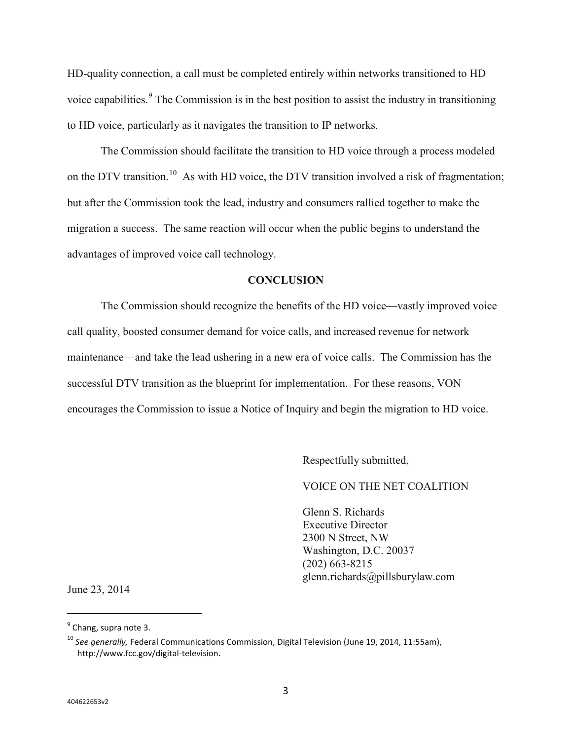HD-quality connection, a call must be completed entirely within networks transitioned to HD voice capabilities.[9] The Commission is in the best position to assist the industry in transitioning to HD voice, particularly as it navigates the transition to IP networks.

The Commission should facilitate the transition to HD voice through a process modeled on the DTV transition.[10] As with HD voice, the DTV transition involved a risk of fragmentation; but after the Commission took the lead, industry and consumers rallied together to make the migration a success. The same reaction will occur when the public begins to understand the advantages of improved voice call technology.

## CONCLUSION

The Commission should recognize the benefits of the HD voice—vastly improved voice call quality, boosted consumer demand for voice calls, and increased revenue for network maintenance—and take the lead ushering in a new era of voice calls. The Commission has the successful DTV transition as the blueprint for implementation. For these reasons, VON encourages the Commission to issue a Notice of Inquiry and begin the migration to HD voice.

Respectfully submitted,

VOICE ON THE NET COALITION

Glenn S. Richards
Executive Director
2300 N Street, NW
Washington, D.C. 20037
(202) 663-8215
glenn.richards@pillsburylaw.com

June 23, 2014

---

[9] Chang, supra note 3.

[10] *See generally,* Federal Communications Commission, Digital Television (June 19, 2014, 11:55am), http://www.fcc.gov/digital-television.

404622653v2